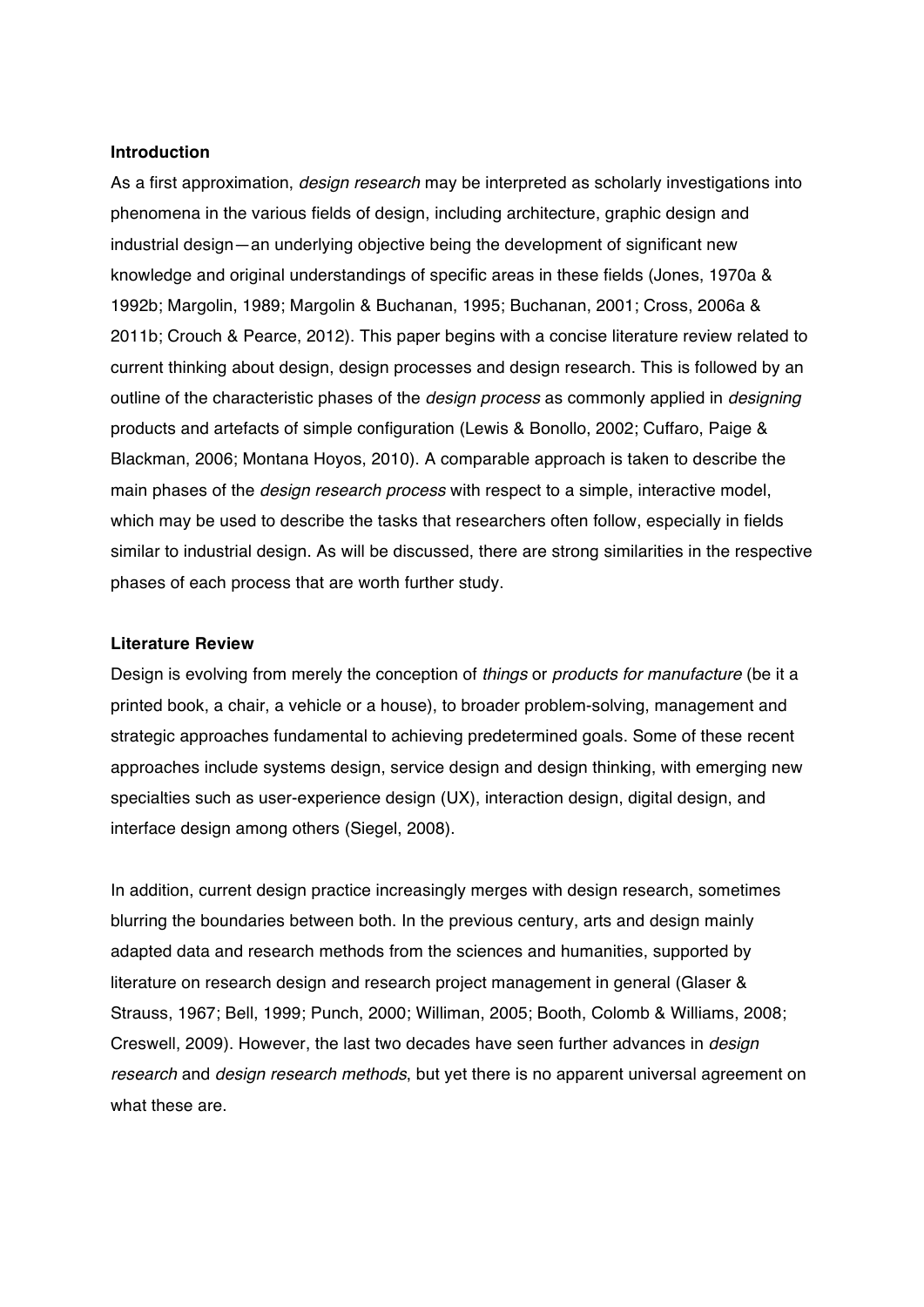## Introduction

As a first approximation, *design research* may be interpreted as scholarly investigations into phenomena in the various fields of design, including architecture, graphic design and industrial design—an underlying objective being the development of significant new knowledge and original understandings of specific areas in these fields (Jones, 1970a & 1992b; Margolin, 1989; Margolin & Buchanan, 1995; Buchanan, 2001; Cross, 2006a & 2011b; Crouch & Pearce, 2012). This paper begins with a concise literature review related to current thinking about design, design processes and design research. This is followed by an outline of the characteristic phases of the *design process* as commonly applied in *designing* products and artefacts of simple configuration (Lewis & Bonollo, 2002; Cuffaro, Paige & Blackman, 2006; Montana Hoyos, 2010). A comparable approach is taken to describe the main phases of the *design research process* with respect to a simple, interactive model, which may be used to describe the tasks that researchers often follow, especially in fields similar to industrial design. As will be discussed, there are strong similarities in the respective phases of each process that are worth further study.

## Literature Review

Design is evolving from merely the conception of *things* or *products for manufacture* (be it a printed book, a chair, a vehicle or a house), to broader problem-solving, management and strategic approaches fundamental to achieving predetermined goals. Some of these recent approaches include systems design, service design and design thinking, with emerging new specialties such as user-experience design (UX), interaction design, digital design, and interface design among others (Siegel, 2008).

In addition, current design practice increasingly merges with design research, sometimes blurring the boundaries between both. In the previous century, arts and design mainly adapted data and research methods from the sciences and humanities, supported by literature on research design and research project management in general (Glaser & Strauss, 1967; Bell, 1999; Punch, 2000; Williman, 2005; Booth, Colomb & Williams, 2008; Creswell, 2009). However, the last two decades have seen further advances in *design research* and *design research methods*, but yet there is no apparent universal agreement on what these are.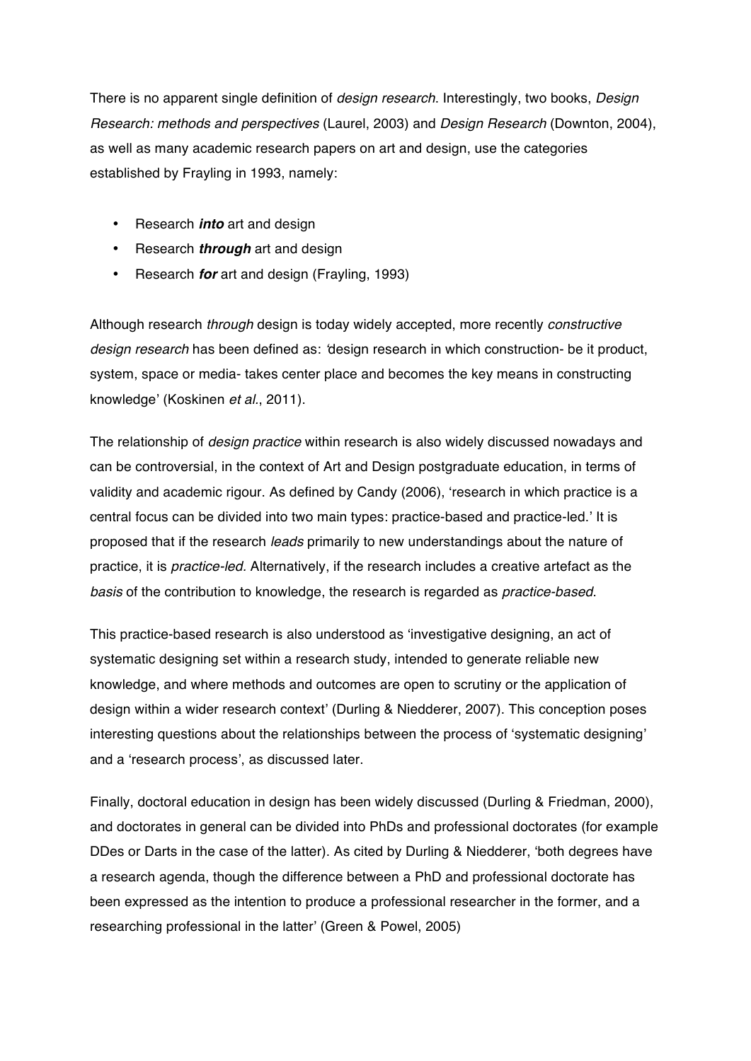There is no apparent single definition of *design research*. Interestingly, two books, *Design Research: methods and perspectives* (Laurel, 2003) and *Design Research* (Downton, 2004), as well as many academic research papers on art and design, use the categories established by Frayling in 1993, namely:

- Research ***into*** art and design
- Research ***through*** art and design
- Research ***for*** art and design (Frayling, 1993)

Although research *through* design is today widely accepted, more recently *constructive design research* has been defined as: 'design research in which construction- be it product, system, space or media- takes center place and becomes the key means in constructing knowledge' (Koskinen *et al.*, 2011).

The relationship of *design practice* within research is also widely discussed nowadays and can be controversial, in the context of Art and Design postgraduate education, in terms of validity and academic rigour. As defined by Candy (2006), 'research in which practice is a central focus can be divided into two main types: practice-based and practice-led.' It is proposed that if the research *leads* primarily to new understandings about the nature of practice, it is *practice-led*. Alternatively, if the research includes a creative artefact as the *basis* of the contribution to knowledge, the research is regarded as *practice-based*.

This practice-based research is also understood as 'investigative designing, an act of systematic designing set within a research study, intended to generate reliable new knowledge, and where methods and outcomes are open to scrutiny or the application of design within a wider research context' (Durling & Niedderer, 2007). This conception poses interesting questions about the relationships between the process of 'systematic designing' and a 'research process', as discussed later.

Finally, doctoral education in design has been widely discussed (Durling & Friedman, 2000), and doctorates in general can be divided into PhDs and professional doctorates (for example DDes or Darts in the case of the latter). As cited by Durling & Niedderer, 'both degrees have a research agenda, though the difference between a PhD and professional doctorate has been expressed as the intention to produce a professional researcher in the former, and a researching professional in the latter' (Green & Powel, 2005)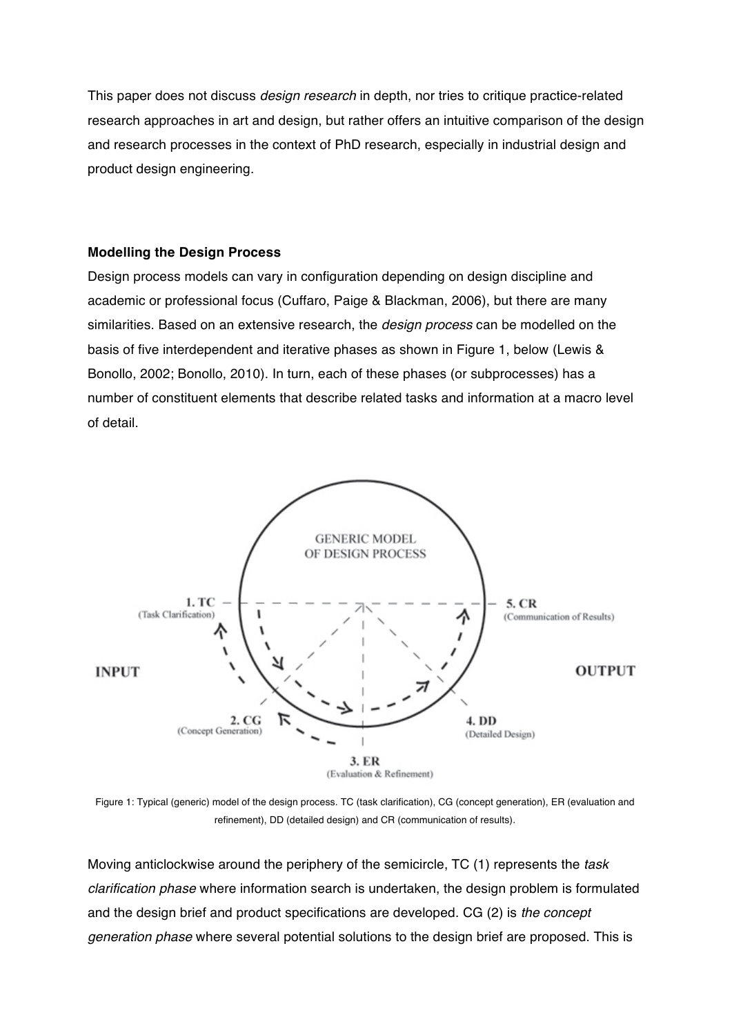This paper does not discuss *design research* in depth, nor tries to critique practice-related research approaches in art and design, but rather offers an intuitive comparison of the design and research processes in the context of PhD research, especially in industrial design and product design engineering.

**Modelling the Design Process**

Design process models can vary in configuration depending on design discipline and academic or professional focus (Cuffaro, Paige & Blackman, 2006), but there are many similarities. Based on an extensive research, the *design process* can be modelled on the basis of five interdependent and iterative phases as shown in Figure 1, below (Lewis & Bonollo, 2002; Bonollo, 2010). In turn, each of these phases (or subprocesses) has a number of constituent elements that describe related tasks and information at a macro level of detail.

Figure 1: Typical (generic) model of the design process. TC (task clarification), CG (concept generation), ER (evaluation and refinement), DD (detailed design) and CR (communication of results).

Moving anticlockwise around the periphery of the semicircle, TC (1) represents the *task clarification phase* where information search is undertaken, the design problem is formulated and the design brief and product specifications are developed. CG (2) is *the concept generation phase* where several potential solutions to the design brief are proposed. This is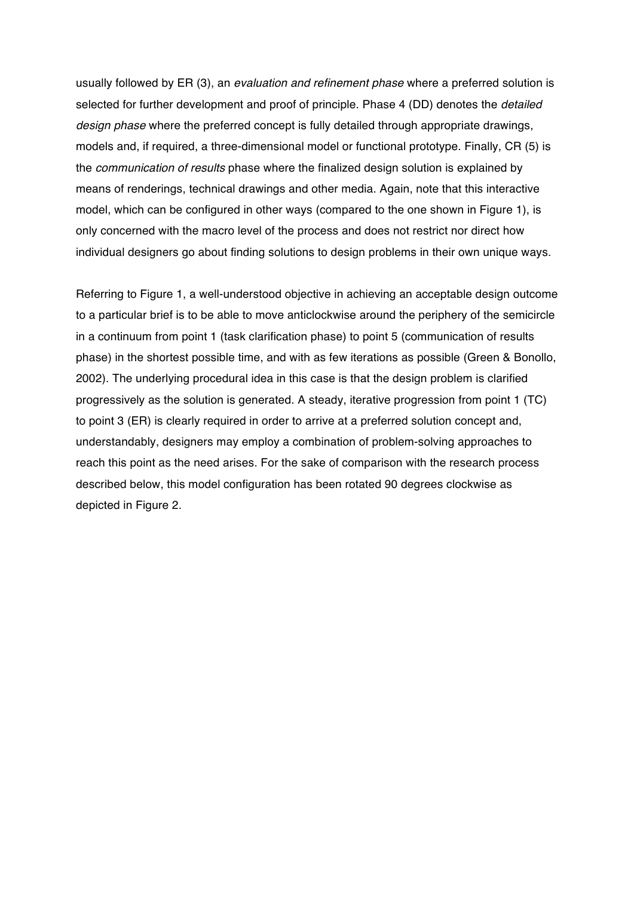usually followed by ER (3), an *evaluation and refinement phase* where a preferred solution is selected for further development and proof of principle. Phase 4 (DD) denotes the *detailed design phase* where the preferred concept is fully detailed through appropriate drawings, models and, if required, a three-dimensional model or functional prototype. Finally, CR (5) is the *communication of results* phase where the finalized design solution is explained by means of renderings, technical drawings and other media. Again, note that this interactive model, which can be configured in other ways (compared to the one shown in Figure 1), is only concerned with the macro level of the process and does not restrict nor direct how individual designers go about finding solutions to design problems in their own unique ways.

Referring to Figure 1, a well-understood objective in achieving an acceptable design outcome to a particular brief is to be able to move anticlockwise around the periphery of the semicircle in a continuum from point 1 (task clarification phase) to point 5 (communication of results phase) in the shortest possible time, and with as few iterations as possible (Green & Bonollo, 2002). The underlying procedural idea in this case is that the design problem is clarified progressively as the solution is generated. A steady, iterative progression from point 1 (TC) to point 3 (ER) is clearly required in order to arrive at a preferred solution concept and, understandably, designers may employ a combination of problem-solving approaches to reach this point as the need arises. For the sake of comparison with the research process described below, this model configuration has been rotated 90 degrees clockwise as depicted in Figure 2.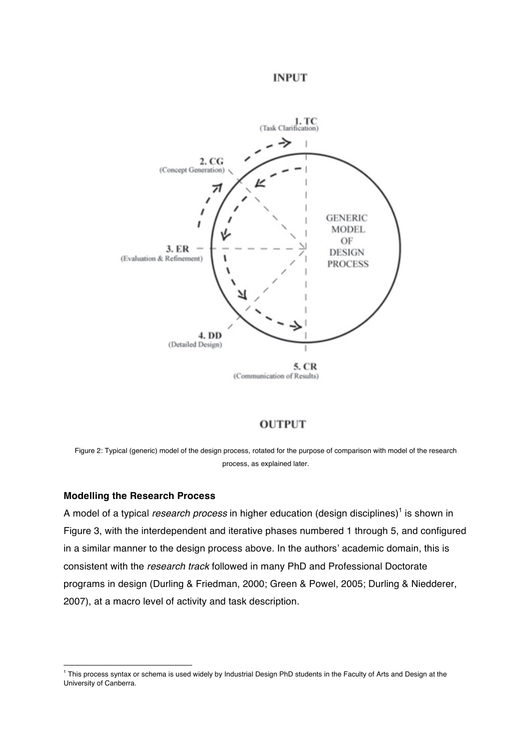**INPUT**

1. TC (Task Clarification)

2. CG (Concept Generation)

3. ER (Evaluation & Refinement)

4. DD (Detailed Design)

5. CR (Communication of Results)

GENERIC MODEL OF DESIGN PROCESS

**OUTPUT**

Figure 2: Typical (generic) model of the design process, rotated for the purpose of comparison with model of the research process, as explained later.

### Modelling the Research Process

A model of a typical *research process* in higher education (design disciplines)[1] is shown in Figure 3, with the interdependent and iterative phases numbered 1 through 5, and configured in a similar manner to the design process above. In the authors' academic domain, this is consistent with the *research track* followed in many PhD and Professional Doctorate programs in design (Durling & Friedman, 2000; Green & Powel, 2005; Durling & Niedderer, 2007), at a macro level of activity and task description.

[1] This process syntax or schema is used widely by Industrial Design PhD students in the Faculty of Arts and Design at the University of Canberra.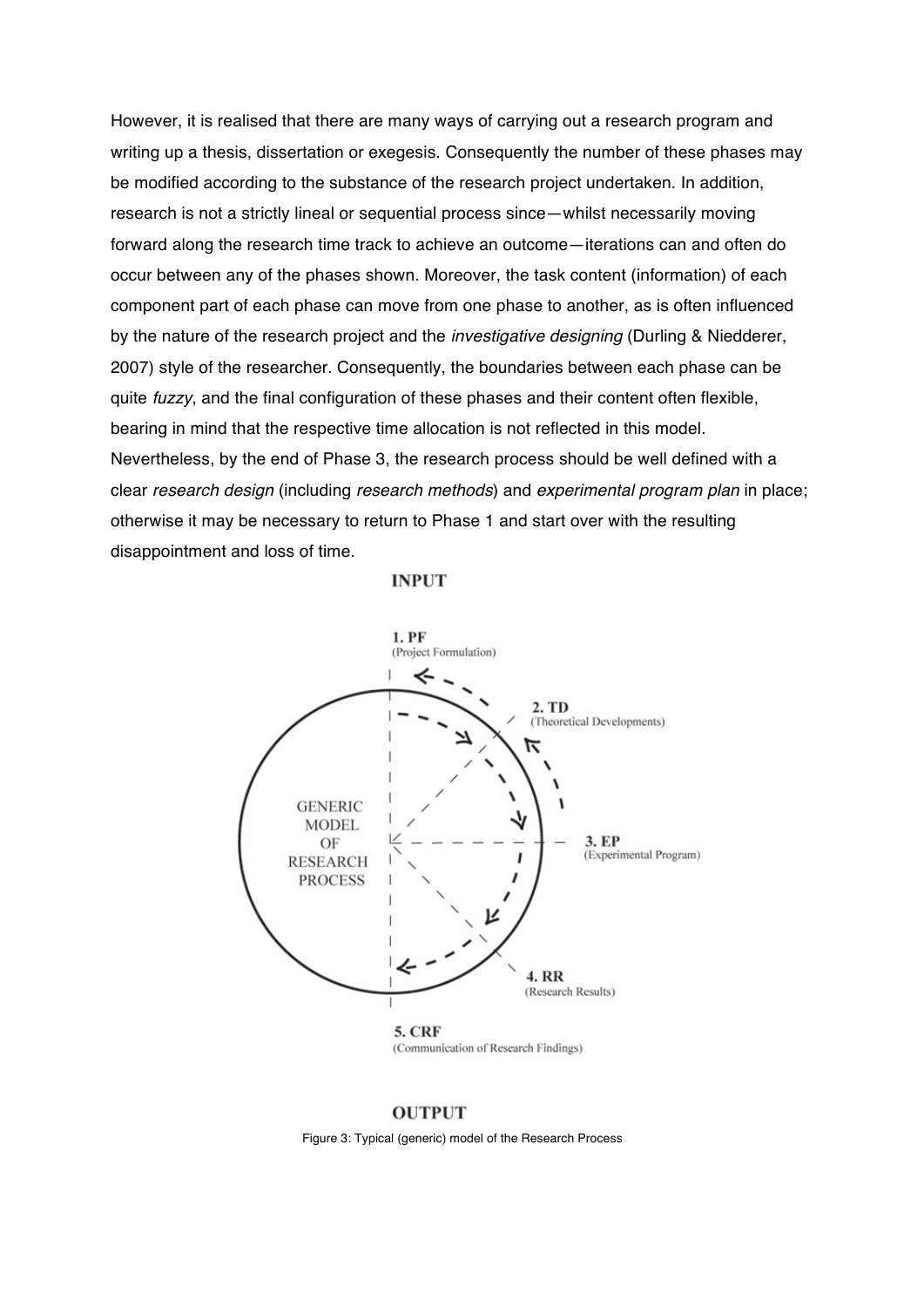However, it is realised that there are many ways of carrying out a research program and writing up a thesis, dissertation or exegesis. Consequently the number of these phases may be modified according to the substance of the research project undertaken. In addition, research is not a strictly lineal or sequential process since—whilst necessarily moving forward along the research time track to achieve an outcome—iterations can and often do occur between any of the phases shown. Moreover, the task content (information) of each component part of each phase can move from one phase to another, as is often influenced by the nature of the research project and the *investigative designing* (Durling & Niedderer, 2007) style of the researcher. Consequently, the boundaries between each phase can be quite *fuzzy*, and the final configuration of these phases and their content often flexible, bearing in mind that the respective time allocation is not reflected in this model. Nevertheless, by the end of Phase 3, the research process should be well defined with a clear *research design* (including *research methods*) and *experimental program plan* in place; otherwise it may be necessary to return to Phase 1 and start over with the resulting disappointment and loss of time.

**INPUT**

**1. PF** (Project Formulation)

**2. TD** (Theoretical Developments)

**3. EP** (Experimental Program)

**4. RR** (Research Results)

**5. CRF** (Communication of Research Findings)

GENERIC MODEL OF RESEARCH PROCESS

**OUTPUT**

Figure 3: Typical (generic) model of the Research Process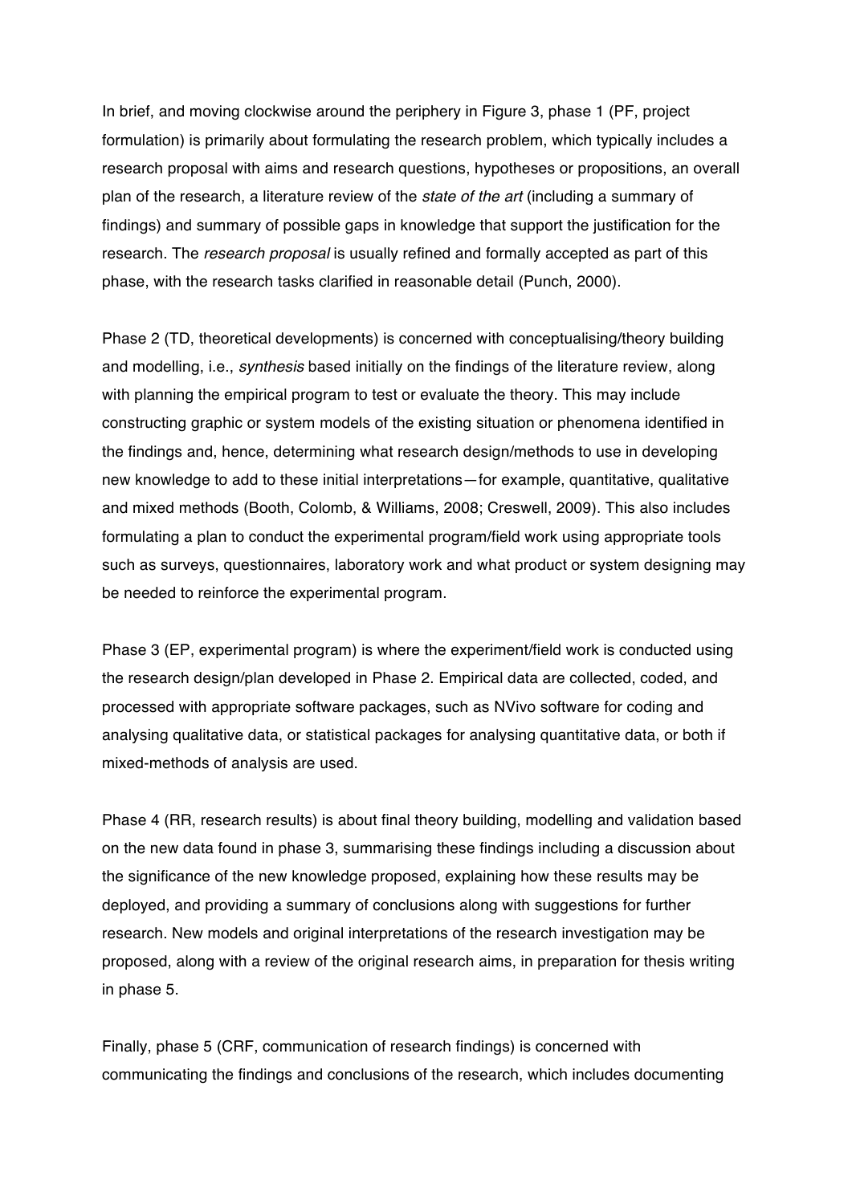In brief, and moving clockwise around the periphery in Figure 3, phase 1 (PF, project formulation) is primarily about formulating the research problem, which typically includes a research proposal with aims and research questions, hypotheses or propositions, an overall plan of the research, a literature review of the *state of the art* (including a summary of findings) and summary of possible gaps in knowledge that support the justification for the research. The *research proposal* is usually refined and formally accepted as part of this phase, with the research tasks clarified in reasonable detail (Punch, 2000).

Phase 2 (TD, theoretical developments) is concerned with conceptualising/theory building and modelling, i.e., *synthesis* based initially on the findings of the literature review, along with planning the empirical program to test or evaluate the theory. This may include constructing graphic or system models of the existing situation or phenomena identified in the findings and, hence, determining what research design/methods to use in developing new knowledge to add to these initial interpretations—for example, quantitative, qualitative and mixed methods (Booth, Colomb, & Williams, 2008; Creswell, 2009). This also includes formulating a plan to conduct the experimental program/field work using appropriate tools such as surveys, questionnaires, laboratory work and what product or system designing may be needed to reinforce the experimental program.

Phase 3 (EP, experimental program) is where the experiment/field work is conducted using the research design/plan developed in Phase 2. Empirical data are collected, coded, and processed with appropriate software packages, such as NVivo software for coding and analysing qualitative data, or statistical packages for analysing quantitative data, or both if mixed-methods of analysis are used.

Phase 4 (RR, research results) is about final theory building, modelling and validation based on the new data found in phase 3, summarising these findings including a discussion about the significance of the new knowledge proposed, explaining how these results may be deployed, and providing a summary of conclusions along with suggestions for further research. New models and original interpretations of the research investigation may be proposed, along with a review of the original research aims, in preparation for thesis writing in phase 5.

Finally, phase 5 (CRF, communication of research findings) is concerned with communicating the findings and conclusions of the research, which includes documenting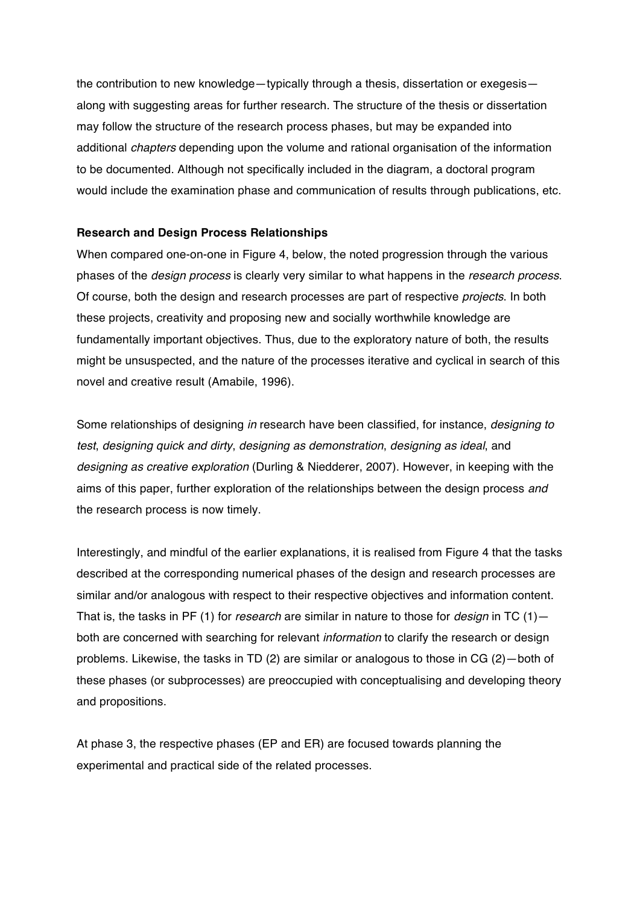the contribution to new knowledge—typically through a thesis, dissertation or exegesis—along with suggesting areas for further research. The structure of the thesis or dissertation may follow the structure of the research process phases, but may be expanded into additional *chapters* depending upon the volume and rational organisation of the information to be documented. Although not specifically included in the diagram, a doctoral program would include the examination phase and communication of results through publications, etc.

**Research and Design Process Relationships**

When compared one-on-one in Figure 4, below, the noted progression through the various phases of the *design process* is clearly very similar to what happens in the *research process*. Of course, both the design and research processes are part of respective *projects*. In both these projects, creativity and proposing new and socially worthwhile knowledge are fundamentally important objectives. Thus, due to the exploratory nature of both, the results might be unsuspected, and the nature of the processes iterative and cyclical in search of this novel and creative result (Amabile, 1996).

Some relationships of designing *in* research have been classified, for instance, *designing to test*, *designing quick and dirty*, *designing as demonstration*, *designing as ideal*, and *designing as creative exploration* (Durling & Niedderer, 2007). However, in keeping with the aims of this paper, further exploration of the relationships between the design process *and* the research process is now timely.

Interestingly, and mindful of the earlier explanations, it is realised from Figure 4 that the tasks described at the corresponding numerical phases of the design and research processes are similar and/or analogous with respect to their respective objectives and information content. That is, the tasks in PF (1) for *research* are similar in nature to those for *design* in TC (1)—both are concerned with searching for relevant *information* to clarify the research or design problems. Likewise, the tasks in TD (2) are similar or analogous to those in CG (2)—both of these phases (or subprocesses) are preoccupied with conceptualising and developing theory and propositions.

At phase 3, the respective phases (EP and ER) are focused towards planning the experimental and practical side of the related processes.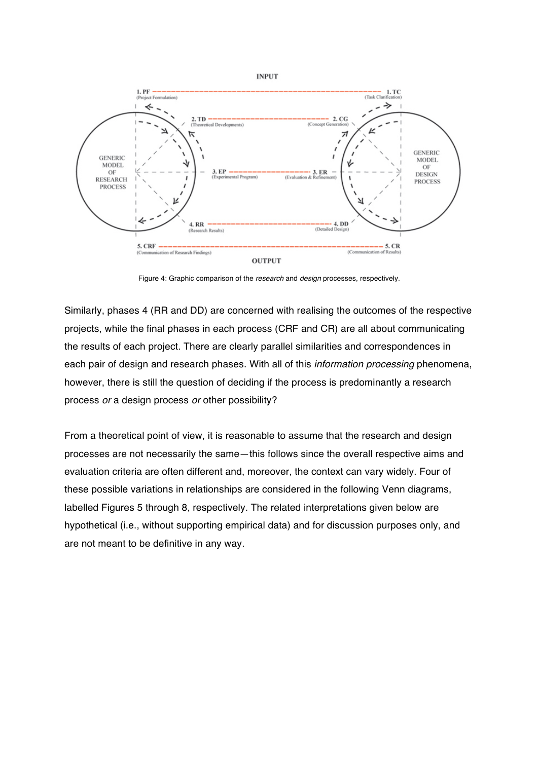Figure 4: Graphic comparison of the *research* and *design* processes, respectively.

Similarly, phases 4 (RR and DD) are concerned with realising the outcomes of the respective projects, while the final phases in each process (CRF and CR) are all about communicating the results of each project. There are clearly parallel similarities and correspondences in each pair of design and research phases. With all of this *information processing* phenomena, however, there is still the question of deciding if the process is predominantly a research process *or* a design process *or* other possibility?

From a theoretical point of view, it is reasonable to assume that the research and design processes are not necessarily the same—this follows since the overall respective aims and evaluation criteria are often different and, moreover, the context can vary widely. Four of these possible variations in relationships are considered in the following Venn diagrams, labelled Figures 5 through 8, respectively. The related interpretations given below are hypothetical (i.e., without supporting empirical data) and for discussion purposes only, and are not meant to be definitive in any way.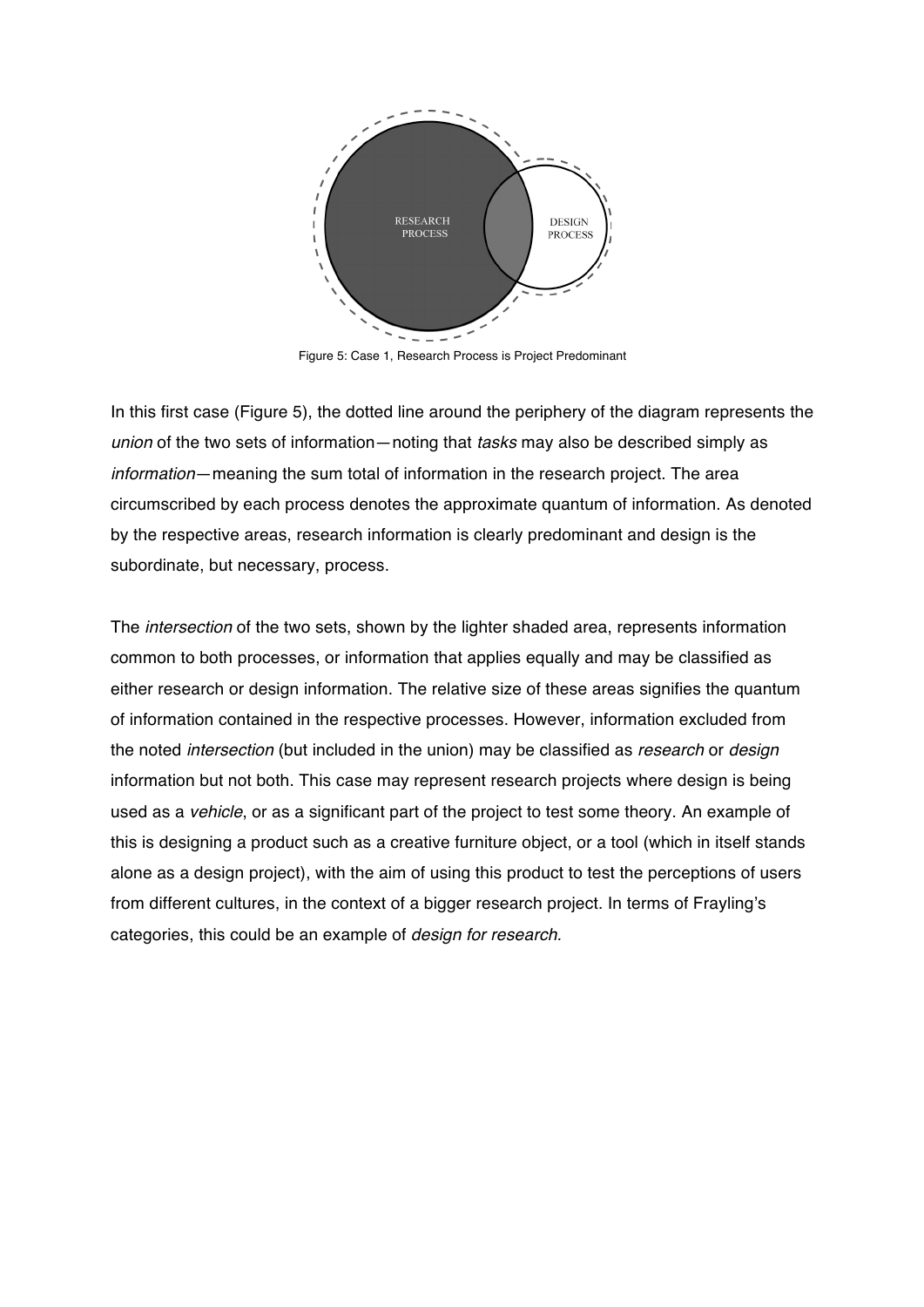RESEARCH PROCESS

DESIGN PROCESS

Figure 5: Case 1, Research Process is Project Predominant

In this first case (Figure 5), the dotted line around the periphery of the diagram represents the *union* of the two sets of information—noting that *tasks* may also be described simply as *information*—meaning the sum total of information in the research project. The area circumscribed by each process denotes the approximate quantum of information. As denoted by the respective areas, research information is clearly predominant and design is the subordinate, but necessary, process.

The *intersection* of the two sets, shown by the lighter shaded area, represents information common to both processes, or information that applies equally and may be classified as either research or design information. The relative size of these areas signifies the quantum of information contained in the respective processes. However, information excluded from the noted *intersection* (but included in the union) may be classified as *research* or *design* information but not both. This case may represent research projects where design is being used as a *vehicle*, or as a significant part of the project to test some theory. An example of this is designing a product such as a creative furniture object, or a tool (which in itself stands alone as a design project), with the aim of using this product to test the perceptions of users from different cultures, in the context of a bigger research project. In terms of Frayling's categories, this could be an example of *design for research*.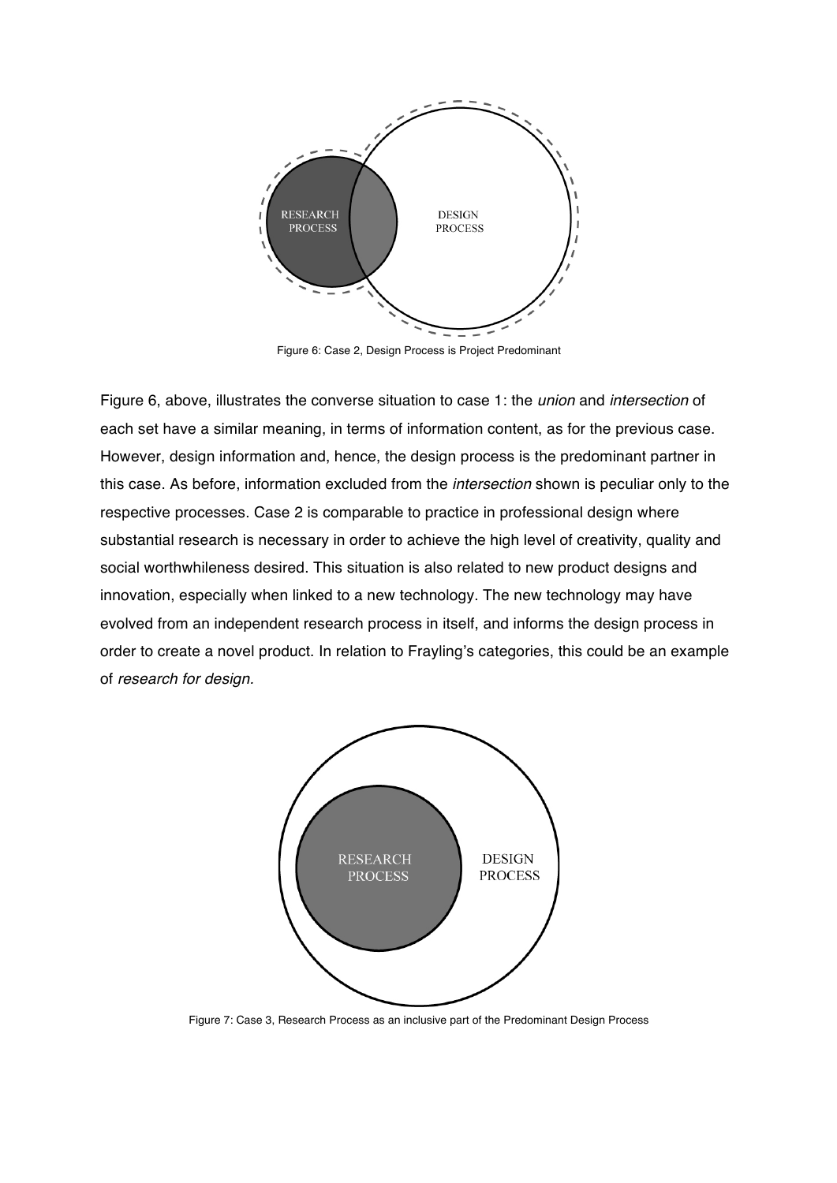Figure 6: Case 2, Design Process is Project Predominant

Figure 6, above, illustrates the converse situation to case 1: the *union* and *intersection* of each set have a similar meaning, in terms of information content, as for the previous case. However, design information and, hence, the design process is the predominant partner in this case. As before, information excluded from the *intersection* shown is peculiar only to the respective processes. Case 2 is comparable to practice in professional design where substantial research is necessary in order to achieve the high level of creativity, quality and social worthwhileness desired. This situation is also related to new product designs and innovation, especially when linked to a new technology. The new technology may have evolved from an independent research process in itself, and informs the design process in order to create a novel product. In relation to Frayling's categories, this could be an example of *research for design.*

Figure 7: Case 3, Research Process as an inclusive part of the Predominant Design Process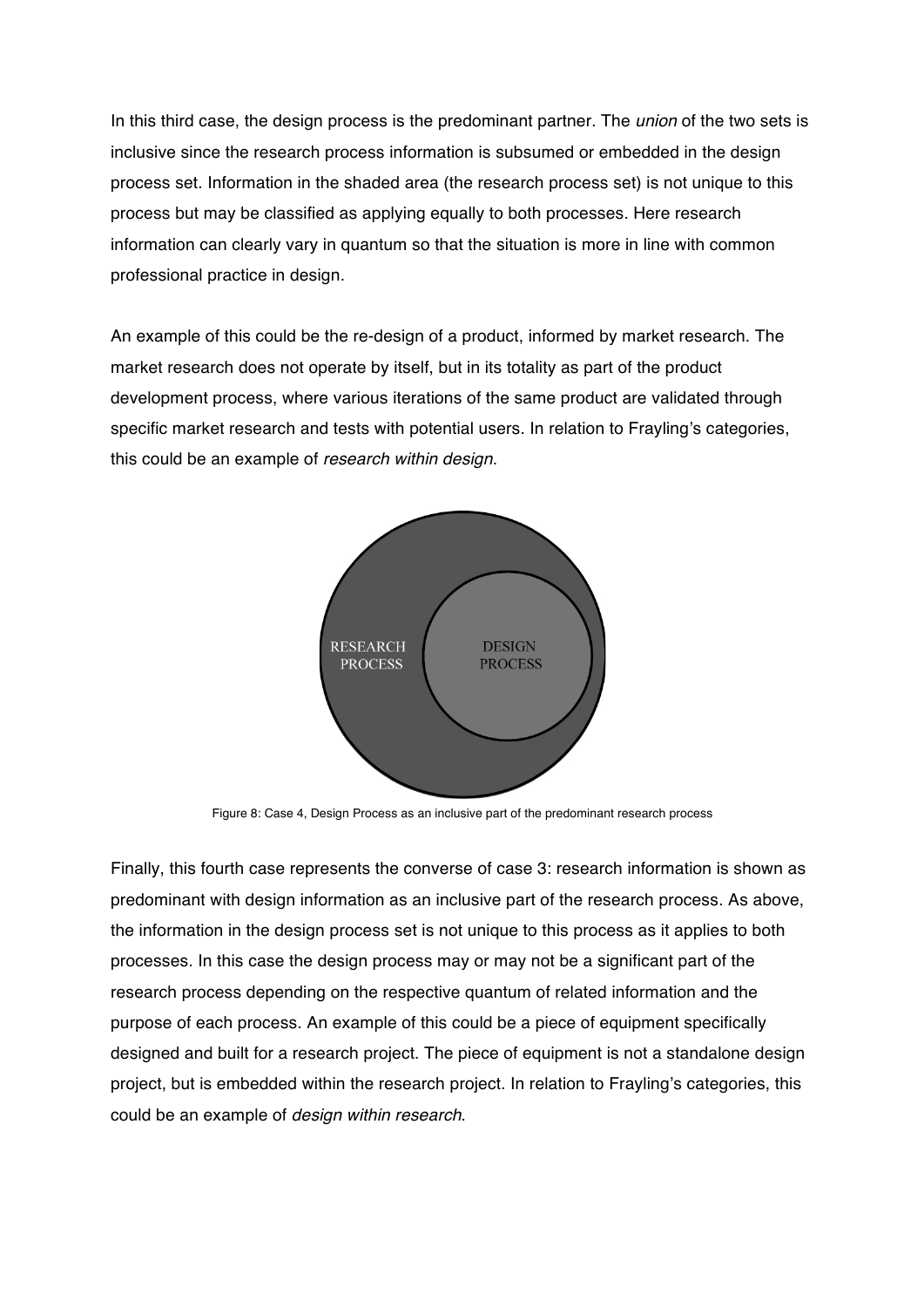In this third case, the design process is the predominant partner. The *union* of the two sets is inclusive since the research process information is subsumed or embedded in the design process set. Information in the shaded area (the research process set) is not unique to this process but may be classified as applying equally to both processes. Here research information can clearly vary in quantum so that the situation is more in line with common professional practice in design.

An example of this could be the re-design of a product, informed by market research. The market research does not operate by itself, but in its totality as part of the product development process, where various iterations of the same product are validated through specific market research and tests with potential users. In relation to Frayling's categories, this could be an example of *research within design*.

Figure 8: Case 4, Design Process as an inclusive part of the predominant research process

Finally, this fourth case represents the converse of case 3: research information is shown as predominant with design information as an inclusive part of the research process. As above, the information in the design process set is not unique to this process as it applies to both processes. In this case the design process may or may not be a significant part of the research process depending on the respective quantum of related information and the purpose of each process. An example of this could be a piece of equipment specifically designed and built for a research project. The piece of equipment is not a standalone design project, but is embedded within the research project. In relation to Frayling's categories, this could be an example of *design within research*.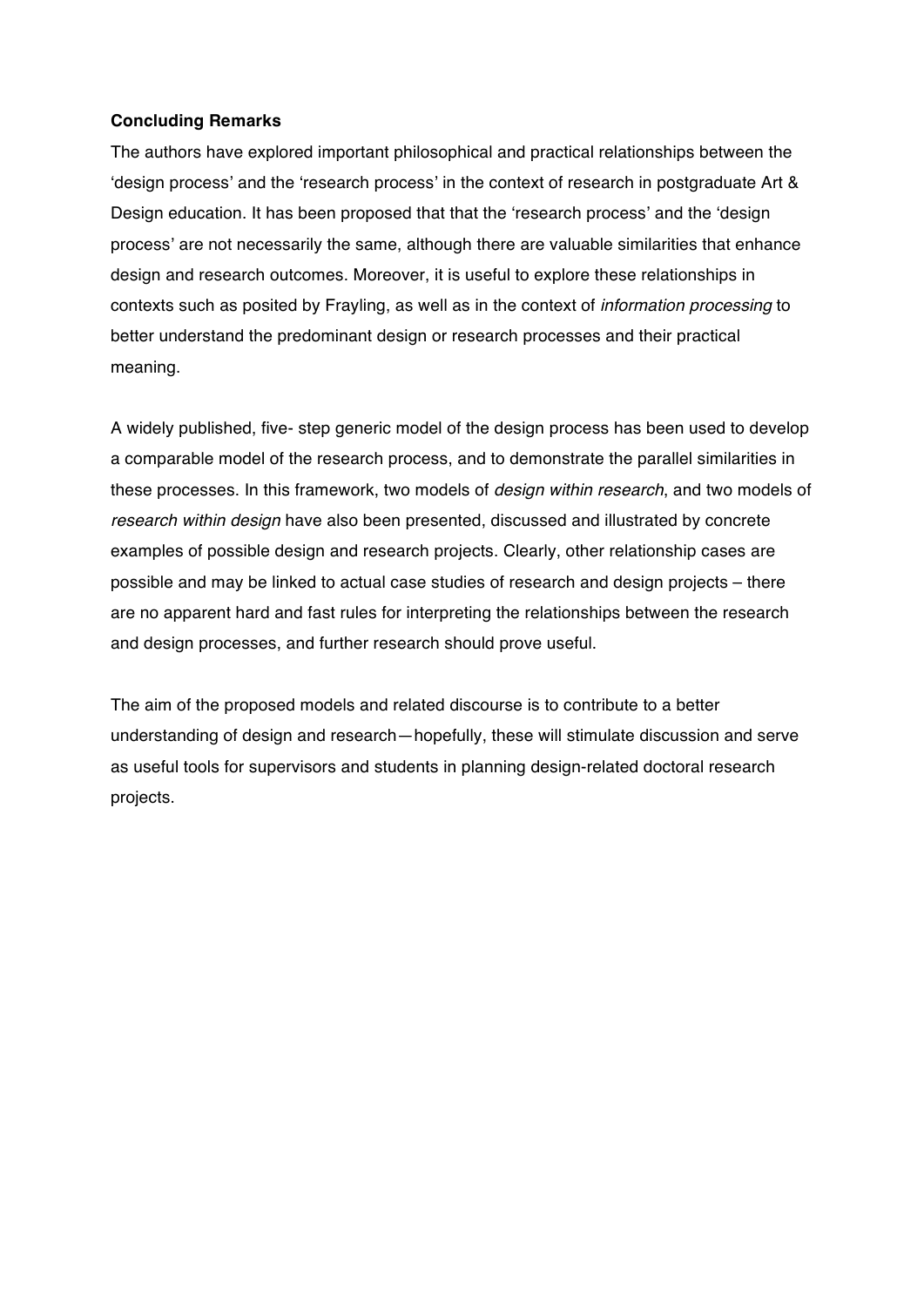**Concluding Remarks**

The authors have explored important philosophical and practical relationships between the 'design process' and the 'research process' in the context of research in postgraduate Art & Design education. It has been proposed that that the 'research process' and the 'design process' are not necessarily the same, although there are valuable similarities that enhance design and research outcomes. Moreover, it is useful to explore these relationships in contexts such as posited by Frayling, as well as in the context of *information processing* to better understand the predominant design or research processes and their practical meaning.

A widely published, five- step generic model of the design process has been used to develop a comparable model of the research process, and to demonstrate the parallel similarities in these processes. In this framework, two models of *design within research*, and two models of *research within design* have also been presented, discussed and illustrated by concrete examples of possible design and research projects. Clearly, other relationship cases are possible and may be linked to actual case studies of research and design projects – there are no apparent hard and fast rules for interpreting the relationships between the research and design processes, and further research should prove useful.

The aim of the proposed models and related discourse is to contribute to a better understanding of design and research—hopefully, these will stimulate discussion and serve as useful tools for supervisors and students in planning design-related doctoral research projects.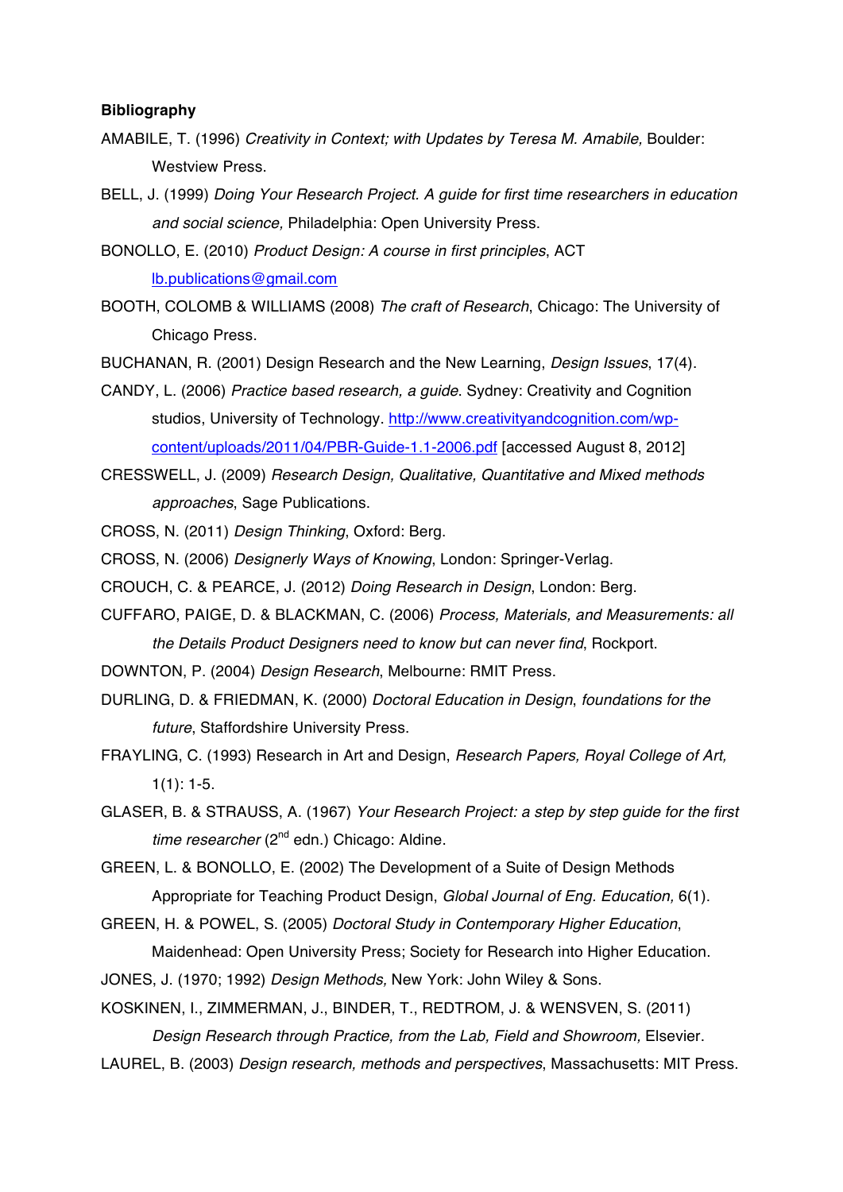**Bibliography**

AMABILE, T. (1996) *Creativity in Context; with Updates by Teresa M. Amabile,* Boulder: Westview Press.

BELL, J. (1999) *Doing Your Research Project. A guide for first time researchers in education and social science,* Philadelphia: Open University Press.

BONOLLO, E. (2010) *Product Design: A course in first principles*, ACT lb.publications@gmail.com

BOOTH, COLOMB & WILLIAMS (2008) *The craft of Research*, Chicago: The University of Chicago Press.

BUCHANAN, R. (2001) Design Research and the New Learning, *Design Issues*, 17(4).

CANDY, L. (2006) *Practice based research, a guide*. Sydney: Creativity and Cognition studios, University of Technology. http://www.creativityandcognition.com/wp-content/uploads/2011/04/PBR-Guide-1.1-2006.pdf [accessed August 8, 2012]

CRESSWELL, J. (2009) *Research Design, Qualitative, Quantitative and Mixed methods approaches*, Sage Publications.

CROSS, N. (2011) *Design Thinking*, Oxford: Berg.

CROSS, N. (2006) *Designerly Ways of Knowing*, London: Springer-Verlag.

CROUCH, C. & PEARCE, J. (2012) *Doing Research in Design*, London: Berg.

CUFFARO, PAIGE, D. & BLACKMAN, C. (2006) *Process, Materials, and Measurements: all the Details Product Designers need to know but can never find*, Rockport.

DOWNTON, P. (2004) *Design Research*, Melbourne: RMIT Press.

DURLING, D. & FRIEDMAN, K. (2000) *Doctoral Education in Design*, *foundations for the future*, Staffordshire University Press.

FRAYLING, C. (1993) Research in Art and Design, *Research Papers, Royal College of Art,* 1(1): 1-5.

GLASER, B. & STRAUSS, A. (1967) *Your Research Project: a step by step guide for the first time researcher* (2nd edn.) Chicago: Aldine.

GREEN, L. & BONOLLO, E. (2002) The Development of a Suite of Design Methods Appropriate for Teaching Product Design, *Global Journal of Eng. Education,* 6(1).

GREEN, H. & POWEL, S. (2005) *Doctoral Study in Contemporary Higher Education*, Maidenhead: Open University Press; Society for Research into Higher Education.

JONES, J. (1970; 1992) *Design Methods,* New York: John Wiley & Sons.

KOSKINEN, I., ZIMMERMAN, J., BINDER, T., REDTROM, J. & WENSVEN, S. (2011) *Design Research through Practice, from the Lab, Field and Showroom,* Elsevier.

LAUREL, B. (2003) *Design research, methods and perspectives*, Massachusetts: MIT Press.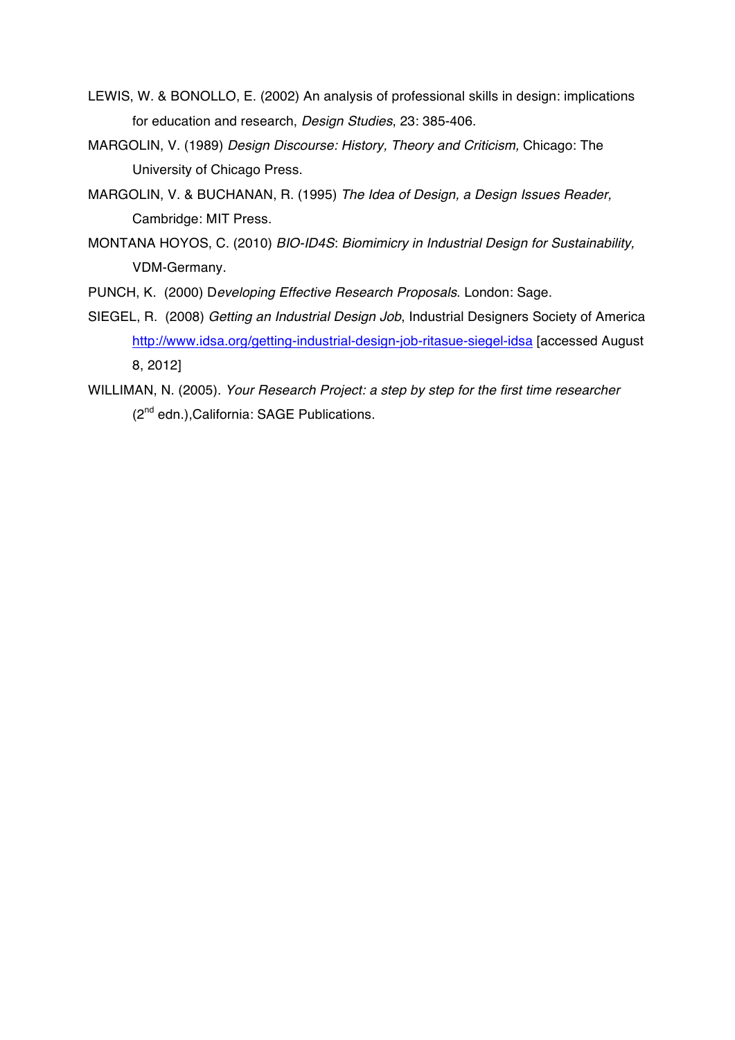LEWIS, W. & BONOLLO, E. (2002) An analysis of professional skills in design: implications for education and research, *Design Studies*, 23: 385-406.

MARGOLIN, V. (1989) *Design Discourse: History, Theory and Criticism,* Chicago: The University of Chicago Press.

MARGOLIN, V. & BUCHANAN, R. (1995) *The Idea of Design, a Design Issues Reader,* Cambridge: MIT Press.

MONTANA HOYOS, C. (2010) *BIO-ID4S*: *Biomimicry in Industrial Design for Sustainability,* VDM-Germany.

PUNCH, K. (2000) D*eveloping Effective Research Proposals*. London: Sage.

SIEGEL, R. (2008) *Getting an Industrial Design Job*, Industrial Designers Society of America http://www.idsa.org/getting-industrial-design-job-ritasue-siegel-idsa [accessed August 8, 2012]

WILLIMAN, N. (2005). *Your Research Project: a step by step for the first time researcher* (2nd edn.),California: SAGE Publications.